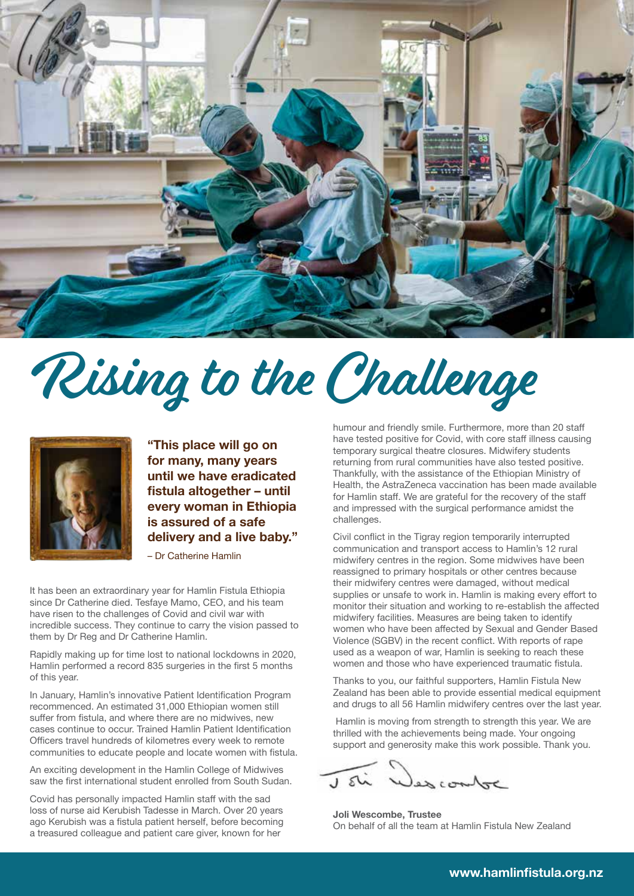# Rising to the Challenge

**"This place will go on for many, many years until we have eradicated fistula altogether – until every woman in Ethiopia is assured of a safe delivery and a live baby."**

– Dr Catherine Hamlin

It has been an extraordinary year for Hamlin Fistula Ethiopia since Dr Catherine died. Tesfaye Mamo, CEO, and his team have risen to the challenges of Covid and civil war with incredible success. They continue to carry the vision passed to them by Dr Reg and Dr Catherine Hamlin.

Rapidly making up for time lost to national lockdowns in 2020, Hamlin performed a record 835 surgeries in the first 5 months of this year.

In January, Hamlin's innovative Patient Identification Program recommenced. An estimated 31,000 Ethiopian women still suffer from fistula, and where there are no midwives, new cases continue to occur. Trained Hamlin Patient Identification Officers travel hundreds of kilometres every week to remote communities to educate people and locate women with fistula.

An exciting development in the Hamlin College of Midwives saw the first international student enrolled from South Sudan.

Covid has personally impacted Hamlin staff with the sad loss of nurse aid Kerubish Tadesse in March. Over 20 years ago Kerubish was a fistula patient herself, before becoming a treasured colleague and patient care giver, known for her humour and friendly smile. Furthermore, more than 20 staff have tested positive for Covid, with core staff illness causing temporary surgical theatre closures. Midwifery students returning from rural communities have also tested positive. Thankfully, with the assistance of the Ethiopian Ministry of Health, the AstraZeneca vaccination has been made available for Hamlin staff. We are grateful for the recovery of the staff and impressed with the surgical performance amidst the challenges.

Civil conflict in the Tigray region temporarily interrupted communication and transport access to Hamlin's 12 rural midwifery centres in the region. Some midwives have been reassigned to primary hospitals or other centres because their midwifery centres were damaged, without medical supplies or unsafe to work in. Hamlin is making every effort to monitor their situation and working to re-establish the affected midwifery facilities. Measures are being taken to identify women who have been affected by Sexual and Gender Based Violence (SGBV) in the recent conflict. With reports of rape used as a weapon of war, Hamlin is seeking to reach these women and those who have experienced traumatic fistula.

Thanks to you, our faithful supporters, Hamlin Fistula New Zealand has been able to provide essential medical equipment and drugs to all 56 Hamlin midwifery centres over the last year.

Hamlin is moving from strength to strength this year. We are thrilled with the achievements being made. Your ongoing support and generosity make this work possible. Thank you.

**Joli Wescombe, Trustee**
On behalf of all the team at Hamlin Fistula New Zealand

**www.hamlinfistula.org.nz**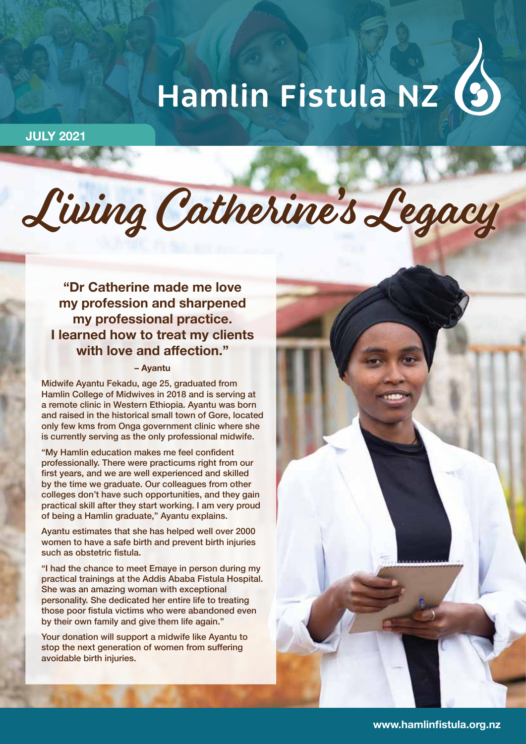# Hamlin Fistula NZ

**JULY 2021**

# Living Catherine's Legacy

### "Dr Catherine made me love my profession and sharpened my professional practice. I learned how to treat my clients with love and affection."

**– Ayantu**

Midwife Ayantu Fekadu, age 25, graduated from Hamlin College of Midwives in 2018 and is serving at a remote clinic in Western Ethiopia. Ayantu was born and raised in the historical small town of Gore, located only few kms from Onga government clinic where she is currently serving as the only professional midwife.

"My Hamlin education makes me feel confident professionally. There were practicums right from our first years, and we are well experienced and skilled by the time we graduate. Our colleagues from other colleges don't have such opportunities, and they gain practical skill after they start working. I am very proud of being a Hamlin graduate," Ayantu explains.

Ayantu estimates that she has helped well over 2000 women to have a safe birth and prevent birth injuries such as obstetric fistula.

"I had the chance to meet Emaye in person during my practical trainings at the Addis Ababa Fistula Hospital. She was an amazing woman with exceptional personality. She dedicated her entire life to treating those poor fistula victims who were abandoned even by their own family and give them life again."

Your donation will support a midwife like Ayantu to stop the next generation of women from suffering avoidable birth injuries.

**www.hamlinfistula.org.nz**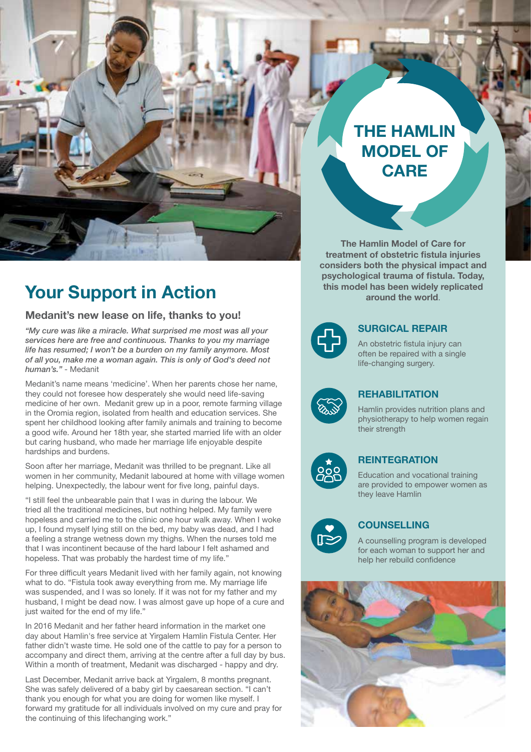# Your Support in Action

### Medanit's new lease on life, thanks to you!

*"My cure was like a miracle. What surprised me most was all your services here are free and continuous. Thanks to you my marriage life has resumed; I won't be a burden on my family anymore. Most of all you, make me a woman again. This is only of God's deed not human's."* - Medanit

Medanit's name means 'medicine'. When her parents chose her name, they could not foresee how desperately she would need life-saving medicine of her own. Medanit grew up in a poor, remote farming village in the Oromia region, isolated from health and education services. She spent her childhood looking after family animals and training to become a good wife. Around her 18th year, she started married life with an older but caring husband, who made her marriage life enjoyable despite hardships and burdens.

Soon after her marriage, Medanit was thrilled to be pregnant. Like all women in her community, Medanit laboured at home with village women helping. Unexpectedly, the labour went for five long, painful days.

"I still feel the unbearable pain that I was in during the labour. We tried all the traditional medicines, but nothing helped. My family were hopeless and carried me to the clinic one hour walk away. When I woke up, I found myself lying still on the bed, my baby was dead, and I had a feeling a strange wetness down my thighs. When the nurses told me that I was incontinent because of the hard labour I felt ashamed and hopeless. That was probably the hardest time of my life."

For three difficult years Medanit lived with her family again, not knowing what to do. "Fistula took away everything from me. My marriage life was suspended, and I was so lonely. If it was not for my father and my husband, I might be dead now. I was almost gave up hope of a cure and just waited for the end of my life."

In 2016 Medanit and her father heard information in the market one day about Hamlin's free service at Yirgalem Hamlin Fistula Center. Her father didn't waste time. He sold one of the cattle to pay for a person to accompany and direct them, arriving at the centre after a full day by bus. Within a month of treatment, Medanit was discharged - happy and dry.

Last December, Medanit arrive back at Yirgalem, 8 months pregnant. She was safely delivered of a baby girl by caesarean section. "I can't thank you enough for what you are doing for women like myself. I forward my gratitude for all individuals involved on my cure and pray for the continuing of this lifechanging work."

## THE HAMLIN MODEL OF CARE

**The Hamlin Model of Care for treatment of obstetric fistula injuries considers both the physical impact and psychological trauma of fistula. Today, this model has been widely replicated around the world.**

### SURGICAL REPAIR

An obstetric fistula injury can often be repaired with a single life-changing surgery.

### REHABILITATION

Hamlin provides nutrition plans and physiotherapy to help women regain their strength

### REINTEGRATION

Education and vocational training are provided to empower women as they leave Hamlin

### COUNSELLING

A counselling program is developed for each woman to support her and help her rebuild confidence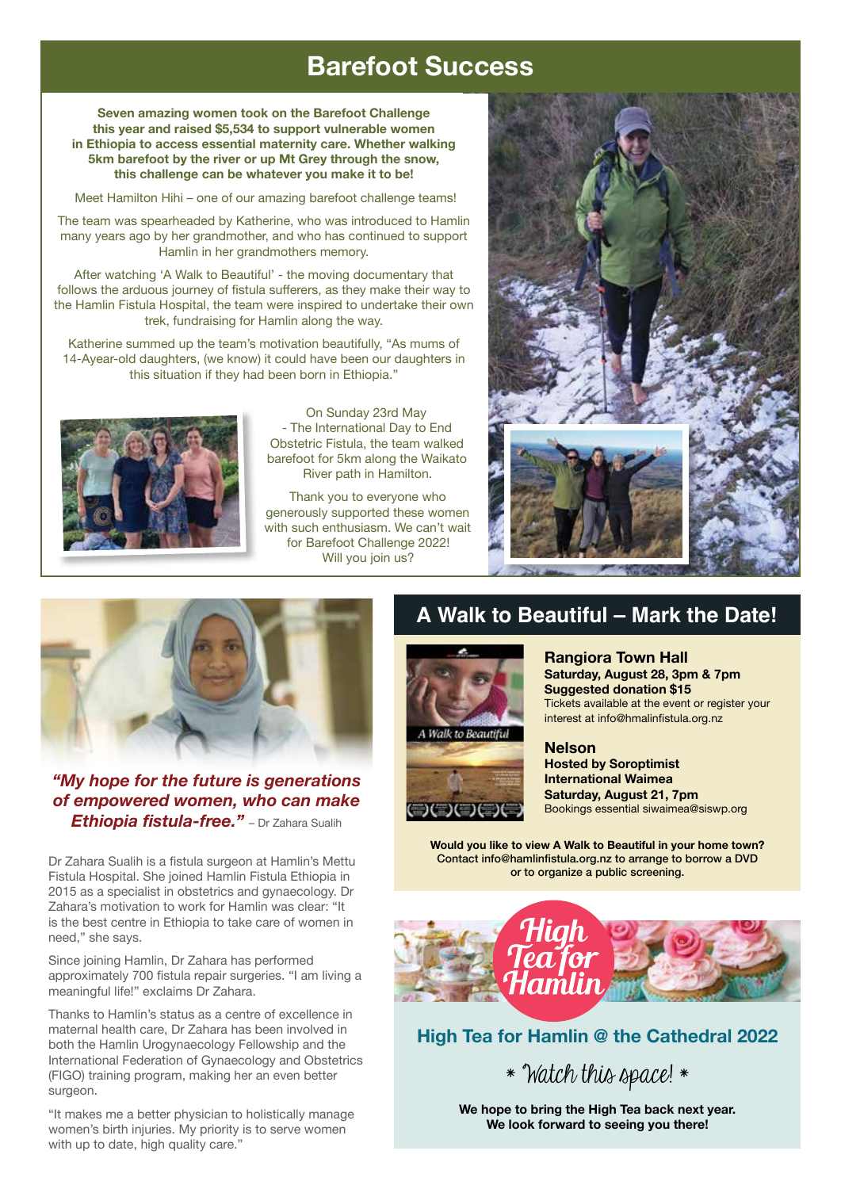# Barefoot Success

**Seven amazing women took on the Barefoot Challenge this year and raised $5,534 to support vulnerable women in Ethiopia to access essential maternity care. Whether walking 5km barefoot by the river or up Mt Grey through the snow, this challenge can be whatever you make it to be!**

Meet Hamilton Hihi – one of our amazing barefoot challenge teams!

The team was spearheaded by Katherine, who was introduced to Hamlin many years ago by her grandmother, and who has continued to support Hamlin in her grandmothers memory.

After watching 'A Walk to Beautiful' - the moving documentary that follows the arduous journey of fistula sufferers, as they make their way to the Hamlin Fistula Hospital, the team were inspired to undertake their own trek, fundraising for Hamlin along the way.

Katherine summed up the team's motivation beautifully, "As mums of 14-Ayear-old daughters, (we know) it could have been our daughters in this situation if they had been born in Ethiopia."

On Sunday 23rd May - The International Day to End Obstetric Fistula, the team walked barefoot for 5km along the Waikato River path in Hamilton.

Thank you to everyone who generously supported these women with such enthusiasm. We can't wait for Barefoot Challenge 2022! Will you join us?

***"My hope for the future is generations of empowered women, who can make Ethiopia fistula-free."*** – Dr Zahara Sualih

Dr Zahara Sualih is a fistula surgeon at Hamlin's Mettu Fistula Hospital. She joined Hamlin Fistula Ethiopia in 2015 as a specialist in obstetrics and gynaecology. Dr Zahara's motivation to work for Hamlin was clear: "It is the best centre in Ethiopia to take care of women in need," she says.

Since joining Hamlin, Dr Zahara has performed approximately 700 fistula repair surgeries. "I am living a meaningful life!" exclaims Dr Zahara.

Thanks to Hamlin's status as a centre of excellence in maternal health care, Dr Zahara has been involved in both the Hamlin Urogynaecology Fellowship and the International Federation of Gynaecology and Obstetrics (FIGO) training program, making her an even better surgeon.

"It makes me a better physician to holistically manage women's birth injuries. My priority is to serve women with up to date, high quality care."

# A Walk to Beautiful – Mark the Date!

### Rangiora Town Hall

**Saturday, August 28, 3pm & 7pm**
**Suggested donation $15**
Tickets available at the event or register your interest at info@hmalinfistula.org.nz

### Nelson

**Hosted by Soroptimist International Waimea**
**Saturday, August 21, 7pm**
Bookings essential siwaimea@siswp.org

**Would you like to view A Walk to Beautiful in your home town? Contact info@hamlinfistula.org.nz to arrange to borrow a DVD or to organize a public screening.**

High Tea for Hamlin

## High Tea for Hamlin @ the Cathedral 2022

\* *Watch this space!* \*

**We hope to bring the High Tea back next year. We look forward to seeing you there!**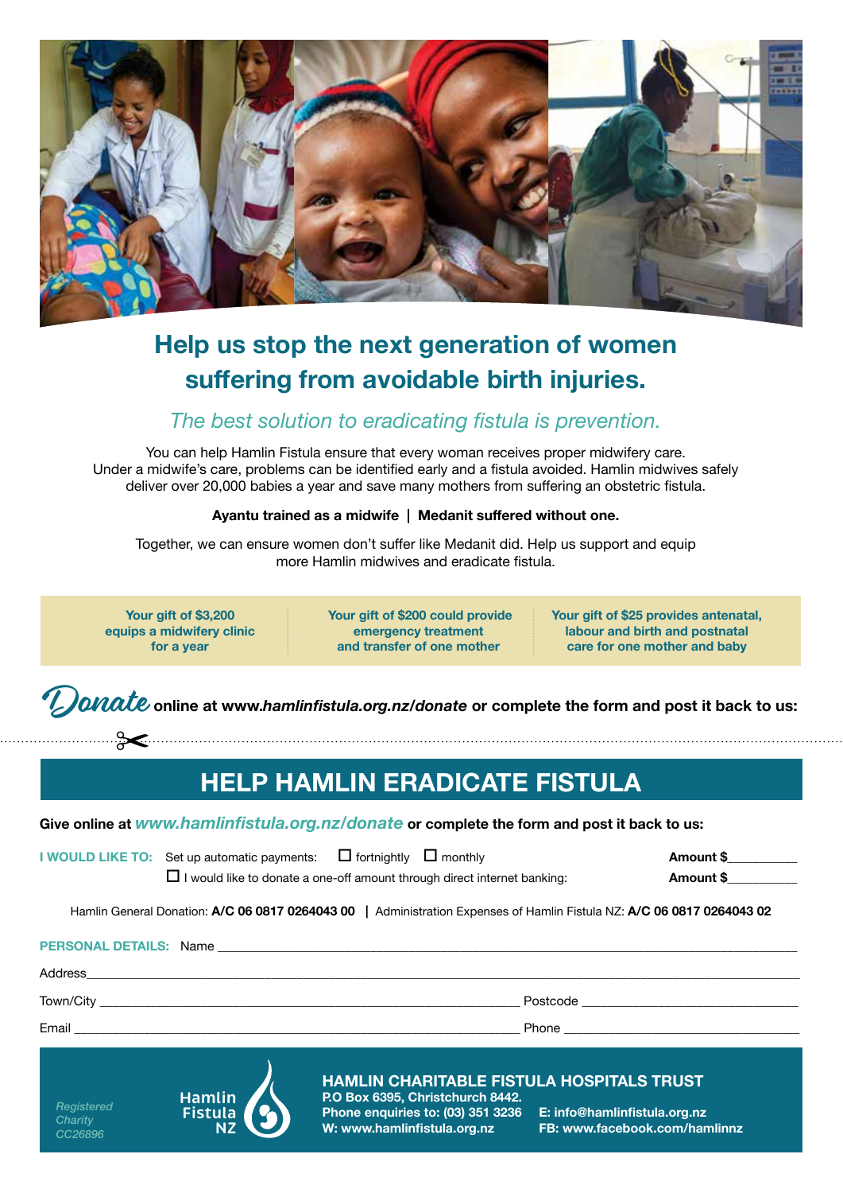## Help us stop the next generation of women suffering from avoidable birth injuries.

*The best solution to eradicating fistula is prevention.*

You can help Hamlin Fistula ensure that every woman receives proper midwifery care. Under a midwife's care, problems can be identified early and a fistula avoided. Hamlin midwives safely deliver over 20,000 babies a year and save many mothers from suffering an obstetric fistula.

**Ayantu trained as a midwife | Medanit suffered without one.**

Together, we can ensure women don't suffer like Medanit did. Help us support and equip more Hamlin midwives and eradicate fistula.

| | | |
|---|---|---|
| **Your gift of $3,200 equips a midwifery clinic for a year** | **Your gift of $200 could provide emergency treatment and transfer of one mother** | **Your gift of $25 provides antenatal, labour and birth and postnatal care for one mother and baby** |

*Donate* **online at www.*hamlinfistula.org.nz/donate* or complete the form and post it back to us:**

## HELP HAMLIN ERADICATE FISTULA

**Give online at *www.hamlinfistula.org.nz/donate* or complete the form and post it back to us:**

**I WOULD LIKE TO:** Set up automatic payments: ☐ fortnightly ☐ monthly **Amount $**__________

☐ I would like to donate a one-off amount through direct internet banking: **Amount $**__________

Hamlin General Donation: **A/C 06 0817 0264043 00** | Administration Expenses of Hamlin Fistula NZ: **A/C 06 0817 0264043 02**

**PERSONAL DETAILS:** Name ____________________

Address ____________________

Town/City ____________________ Postcode ____________________

Email ____________________ Phone ____________________

*Registered Charity CC26896*

Hamlin Fistula NZ

**HAMLIN CHARITABLE FISTULA HOSPITALS TRUST**

**P.O Box 6395, Christchurch 8442.**

**Phone enquiries to: (03) 351 3236**

**W: www.hamlinfistula.org.nz**

**E: info@hamlinfistula.org.nz**

**FB: www.facebook.com/hamlinnz**